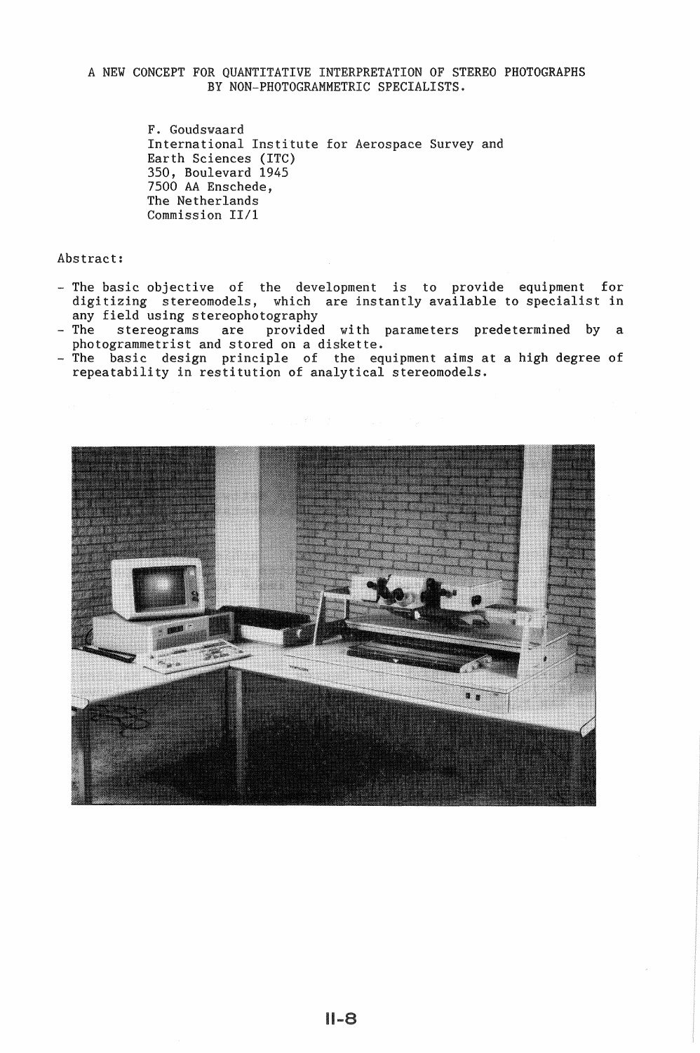# A NEW CONCEPT FOR QUANTITATIVE INTERPRETATION OF STEREO PHOTOGRAPHS BY NON-PHOTOGRAMMETRIC SPECIALISTS.

F. Goudswaard
International Institute for Aerospace Survey and Earth Sciences (ITC)
350, Boulevard 1945
7500 AA Enschede,
The Netherlands
Commission II/1

Abstract:

- The basic objective of the development is to provide equipment for digitizing stereomodels, which are instantly available to specialist in any field using stereophotography
- The stereograms are provided with parameters predetermined by a photogrammetrist and stored on a diskette.
- The basic design principle of the equipment aims at a high degree of repeatability in restitution of analytical stereomodels.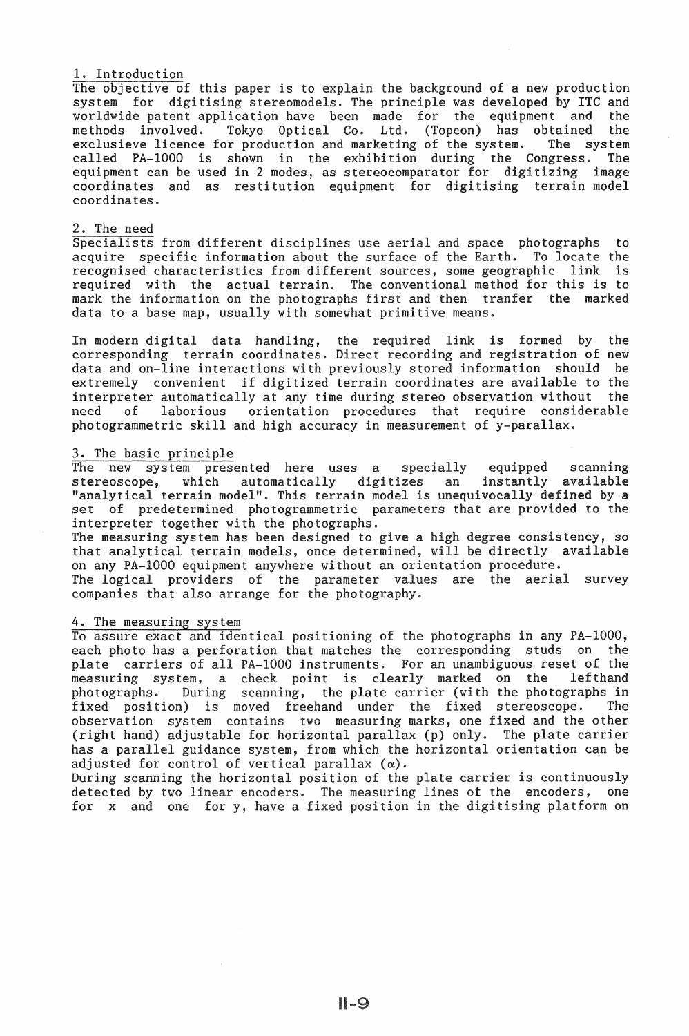## 1. Introduction

The objective of this paper is to explain the background of a new production system for digitising stereomodels. The principle was developed by ITC and worldwide patent application have been made for the equipment and the methods involved. Tokyo Optical Co. Ltd. (Topcon) has obtained the exclusieve licence for production and marketing of the system. The system called PA-1000 is shown in the exhibition during the Congress. The equipment can be used in 2 modes, as stereocomparator for digitizing image coordinates and as restitution equipment for digitising terrain model coordinates.

## 2. The need

Specialists from different disciplines use aerial and space photographs to acquire specific information about the surface of the Earth. To locate the recognised characteristics from different sources, some geographic link is required with the actual terrain. The conventional method for this is to mark the information on the photographs first and then tranfer the marked data to a base map, usually with somewhat primitive means.

In modern digital data handling, the required link is formed by the corresponding terrain coordinates. Direct recording and registration of new data and on-line interactions with previously stored information should be extremely convenient if digitized terrain coordinates are available to the interpreter automatically at any time during stereo observation without the need of laborious orientation procedures that require considerable photogrammetric skill and high accuracy in measurement of y-parallax.

## 3. The basic principle

The new system presented here uses a specially equipped scanning stereoscope, which automatically digitizes an instantly available "analytical terrain model". This terrain model is unequivocally defined by a set of predetermined photogrammetric parameters that are provided to the interpreter together with the photographs.

The measuring system has been designed to give a high degree consistency, so that analytical terrain models, once determined, will be directly available on any PA-1000 equipment anywhere without an orientation procedure.

The logical providers of the parameter values are the aerial survey companies that also arrange for the photography.

## 4. The measuring system

To assure exact and identical positioning of the photographs in any PA-1000, each photo has a perforation that matches the corresponding studs on the plate carriers of all PA-1000 instruments. For an unambiguous reset of the measuring system, a check point is clearly marked on the lefthand photographs. During scanning, the plate carrier (with the photographs in fixed position) is moved freehand under the fixed stereoscope. The observation system contains two measuring marks, one fixed and the other (right hand) adjustable for horizontal parallax (p) only. The plate carrier has a parallel guidance system, from which the horizontal orientation can be adjusted for control of vertical parallax ($\alpha$).

During scanning the horizontal position of the plate carrier is continuously detected by two linear encoders. The measuring lines of the encoders, one for x and one for y, have a fixed position in the digitising platform on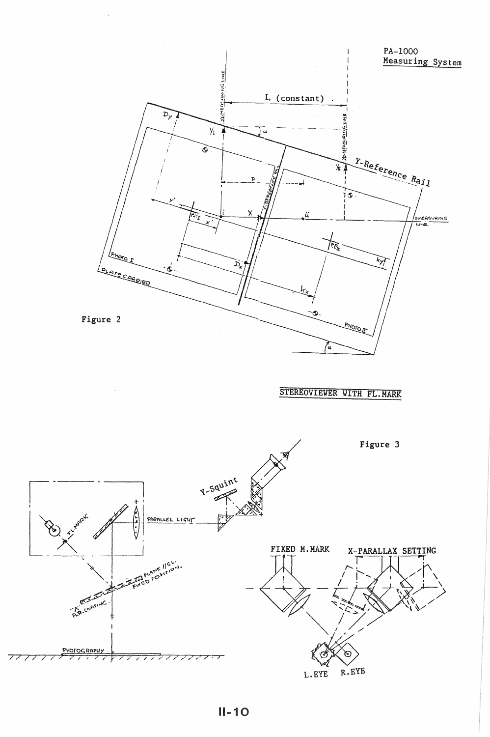PA-1000
Measuring System

Figure 2

STEREOVIEWER WITH FL.MARK

Figure 3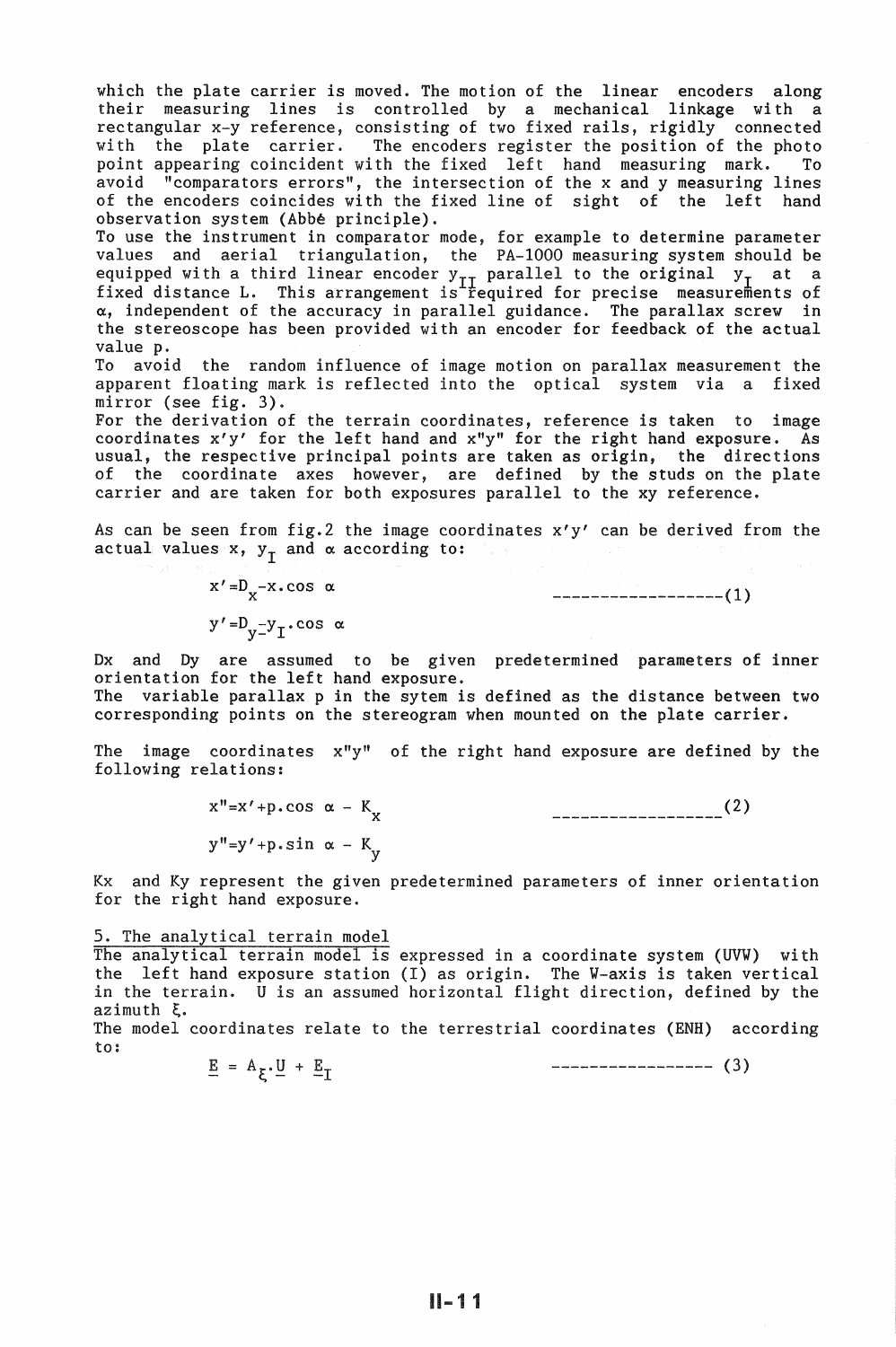which the plate carrier is moved. The motion of the linear encoders along their measuring lines is controlled by a mechanical linkage with a rectangular x-y reference, consisting of two fixed rails, rigidly connected with the plate carrier. The encoders register the position of the photo point appearing coincident with the fixed left hand measuring mark. To avoid "comparators errors", the intersection of the x and y measuring lines of the encoders coincides with the fixed line of sight of the left hand observation system (Abbé principle).

To use the instrument in comparator mode, for example to determine parameter values and aerial triangulation, the PA-1000 measuring system should be equipped with a third linear encoder $y_{II}$ parallel to the original $y_I$ at a fixed distance L. This arrangement is required for precise measurements of $\alpha$, independent of the accuracy in parallel guidance. The parallax screw in the stereoscope has been provided with an encoder for feedback of the actual value p.

To avoid the random influence of image motion on parallax measurement the apparent floating mark is reflected into the optical system via a fixed mirror (see fig. 3).

For the derivation of the terrain coordinates, reference is taken to image coordinates x'y' for the left hand and x"y" for the right hand exposure. As usual, the respective principal points are taken as origin, the directions of the coordinate axes however, are defined by the studs on the plate carrier and are taken for both exposures parallel to the xy reference.

As can be seen from fig.2 the image coordinates x'y' can be derived from the actual values x, $y_I$ and $\alpha$ according to:

$$x' = D_x - x.\cos\alpha \qquad\qquad (1)$$

$$y' = D_y - y_I.\cos\alpha$$

Dx and Dy are assumed to be given predetermined parameters of inner orientation for the left hand exposure.

The variable parallax p in the sytem is defined as the distance between two corresponding points on the stereogram when mounted on the plate carrier.

The image coordinates x"y" of the right hand exposure are defined by the following relations:

$$x'' = x' + p.\cos\alpha - K_x \qquad\qquad (2)$$

$$y'' = y' + p.\sin\alpha - K_y$$

Kx and Ky represent the given predetermined parameters of inner orientation for the right hand exposure.

## 5. The analytical terrain model

The analytical terrain model is expressed in a coordinate system (UVW) with the left hand exposure station (I) as origin. The W-axis is taken vertical in the terrain. U is an assumed horizontal flight direction, defined by the azimuth $\xi$.

The model coordinates relate to the terrestrial coordinates (ENH) according to:

$$\underline{E} = A_{\xi}.\underline{U} + \underline{E}_I \qquad\qquad (3)$$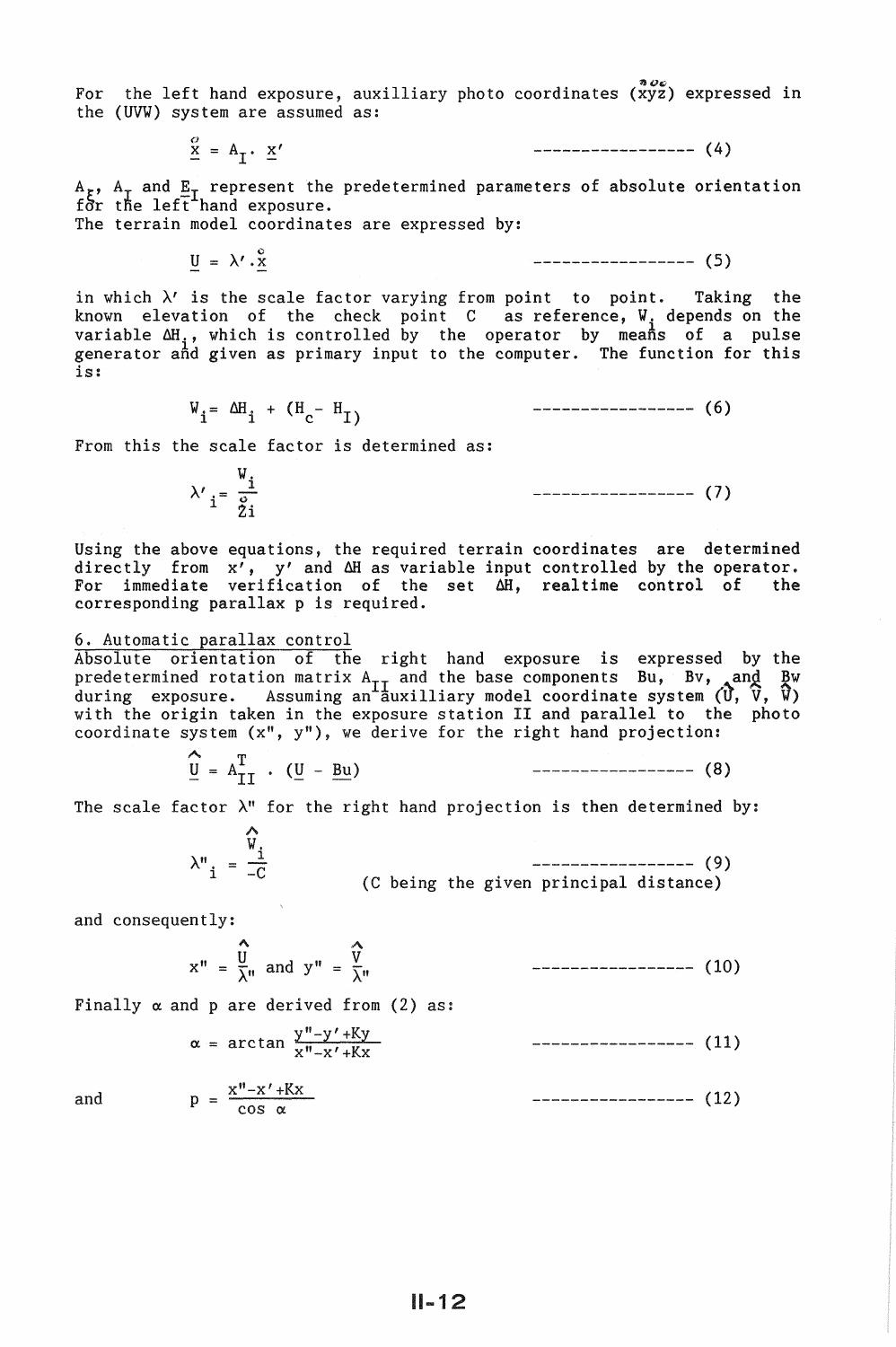For the left hand exposure, auxilliary photo coordinates ($\overset{o}{x}\overset{o}{y}\overset{o}{z}$) expressed in the (UVW) system are assumed as:

$$\underline{\overset{o}{x}} = A_I \cdot \underline{x}' \qquad \text{-----------------} \quad (4)$$

$A_I$, $A_I$ and $E_I$ represent the predetermined parameters of absolute orientation for the left hand exposure.
The terrain model coordinates are expressed by:

$$\underline{U} = \lambda' \cdot \underline{\overset{o}{x}} \qquad \text{-----------------} \quad (5)$$

in which $\lambda'$ is the scale factor varying from point to point. Taking the known elevation of the check point C as reference, $W_i$ depends on the variable $\Delta H_i$, which is controlled by the operator by means of a pulse generator and given as primary input to the computer. The function for this is:

$$W_i = \Delta H_i + (H_c - H_I) \qquad \text{-----------------} \quad (6)$$

From this the scale factor is determined as:

$$\lambda'_i = \frac{W_i}{\overset{o}{z}_i} \qquad \text{-----------------} \quad (7)$$

Using the above equations, the required terrain coordinates are determined directly from $x'$, $y'$ and $\Delta H$ as variable input controlled by the operator. For immediate verification of the set $\Delta H$, realtime control of the corresponding parallax p is required.

6. Automatic parallax control

Absolute orientation of the right hand exposure is expressed by the predetermined rotation matrix $A_{II}$ and the base components Bu, Bv, and Bw during exposure. Assuming an auxilliary model coordinate system ($\hat{U}$, $\hat{V}$, $\hat{W}$) with the origin taken in the exposure station II and parallel to the photo coordinate system ($x''$, $y''$), we derive for the right hand projection:

$$\underline{\hat{U}} = A_{II}^T \cdot (\underline{U} - \underline{Bu}) \qquad \text{-----------------} \quad (8)$$

The scale factor $\lambda''$ for the right hand projection is then determined by:

$$\lambda''_i = \frac{\hat{W}_i}{-C} \qquad \text{-----------------} \quad (9)$$

(C being the given principal distance)

and consequently:

$$x'' = \frac{\hat{U}}{\lambda''} \text{ and } y'' = \frac{\hat{V}}{\lambda''} \qquad \text{-----------------} \quad (10)$$

Finally $\alpha$ and p are derived from (2) as:

$$\alpha = \arctan \frac{y''-y'+Ky}{x''-x'+Kx} \qquad \text{-----------------} \quad (11)$$

and

$$p = \frac{x''-x'+Kx}{\cos \alpha} \qquad \text{-----------------} \quad (12)$$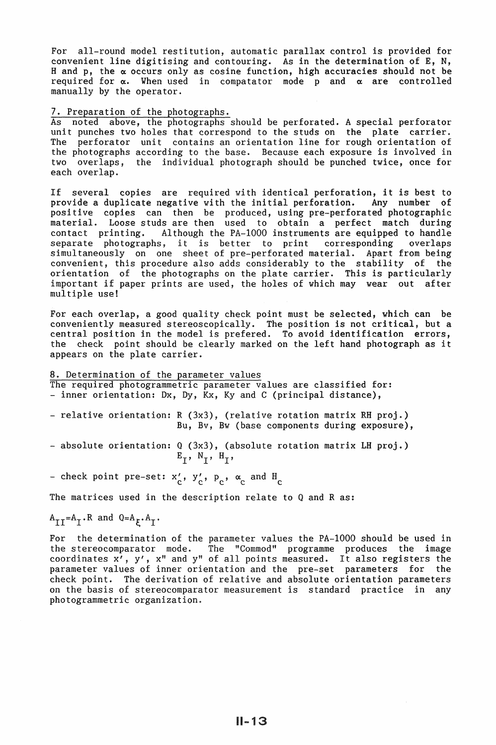For all-round model restitution, automatic parallax control is provided for convenient line digitising and contouring. As in the determination of E, N, H and p, the $\alpha$ occurs only as cosine function, high accuracies should not be required for $\alpha$. When used in compatator mode p and $\alpha$ are controlled manually by the operator.

## 7. Preparation of the photographs.

As noted above, the photographs should be perforated. A special perforator unit punches two holes that correspond to the studs on the plate carrier. The perforator unit contains an orientation line for rough orientation of the photographs according to the base. Because each exposure is involved in two overlaps, the individual photograph should be punched twice, once for each overlap.

If several copies are required with identical perforation, it is best to provide a duplicate negative with the initial perforation. Any number of positive copies can then be produced, using pre-perforated photographic material. Loose studs are then used to obtain a perfect match during contact printing. Although the PA-1000 instruments are equipped to handle separate photographs, it is better to print corresponding overlaps simultaneously on one sheet of pre-perforated material. Apart from being convenient, this procedure also adds considerably to the stability of the orientation of the photographs on the plate carrier. This is particularly important if paper prints are used, the holes of which may wear out after multiple use!

For each overlap, a good quality check point must be selected, which can be conveniently measured stereoscopically. The position is not critical, but a central position in the model is prefered. To avoid identification errors, the check point should be clearly marked on the left hand photograph as it appears on the plate carrier.

## 8. Determination of the parameter values

The required photogrammetric parameter values are classified for:

- inner orientation: Dx, Dy, Kx, Ky and C (principal distance),
- relative orientation: R (3x3), (relative rotation matrix RH proj.)
  Bu, Bv, Bw (base components during exposure),
- absolute orientation: Q (3x3), (absolute rotation matrix LH proj.)
  $E_I$, $N_I$, $H_I$,
- check point pre-set: $x'_c$, $y'_c$, $p_c$, $\alpha_c$ and $H_c$

The matrices used in the description relate to Q and R as:

$A_{II}=A_I.R$ and $Q=A_\xi.A_I$.

For the determination of the parameter values the PA-1000 should be used in the stereocomparator mode. The "Commod" programme produces the image coordinates x', y', x" and y" of all points measured. It also registers the parameter values of inner orientation and the pre-set parameters for the check point. The derivation of relative and absolute orientation parameters on the basis of stereocomparator measurement is standard practice in any photogrammetric organization.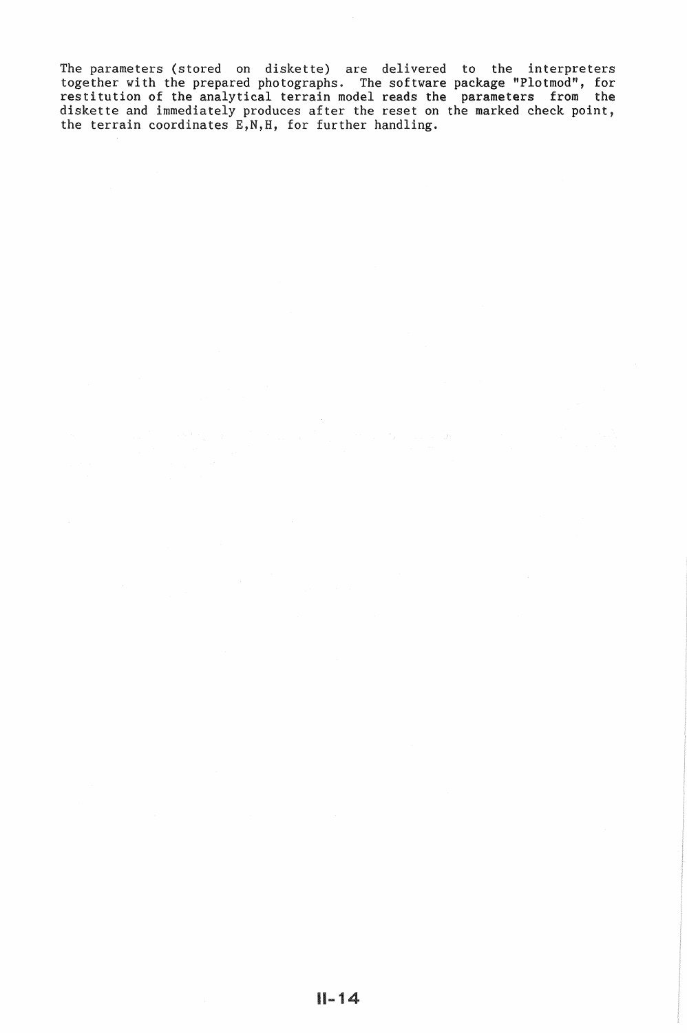The parameters (stored on diskette) are delivered to the interpreters together with the prepared photographs. The software package "Plotmod", for restitution of the analytical terrain model reads the parameters from the diskette and immediately produces after the reset on the marked check point, the terrain coordinates E,N,H, for further handling.